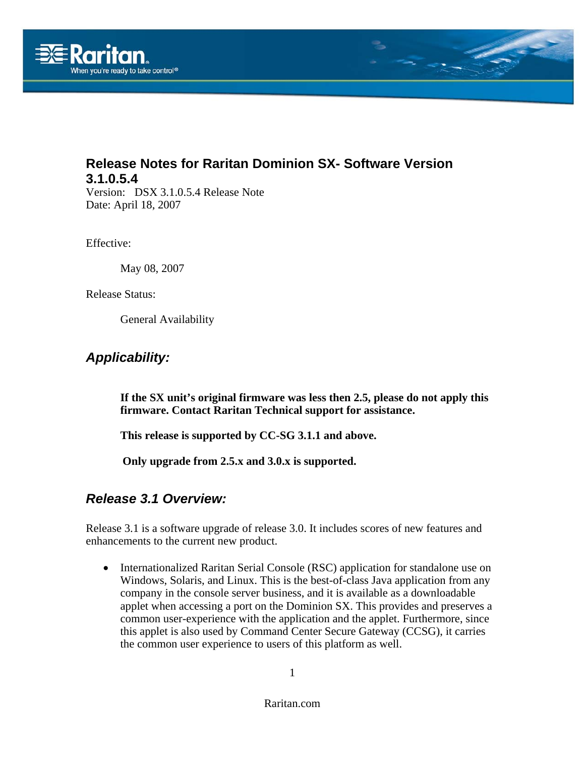## Release Notes for Raritan Dominion SX- Software Version 3.1.0.5.4

Version: DSX 3.1.0.5.4 Release Note
Date: April 18, 2007

Effective:

May 08, 2007

Release Status:

General Availability

### *Applicability:*

**If the SX unit's original firmware was less then 2.5, please do not apply this firmware. Contact Raritan Technical support for assistance.**

**This release is supported by CC-SG 3.1.1 and above.**

**Only upgrade from 2.5.x and 3.0.x is supported.**

### *Release 3.1 Overview:*

Release 3.1 is a software upgrade of release 3.0. It includes scores of new features and enhancements to the current new product.

- Internationalized Raritan Serial Console (RSC) application for standalone use on Windows, Solaris, and Linux. This is the best-of-class Java application from any company in the console server business, and it is available as a downloadable applet when accessing a port on the Dominion SX. This provides and preserves a common user-experience with the application and the applet. Furthermore, since this applet is also used by Command Center Secure Gateway (CCSG), it carries the common user experience to users of this platform as well.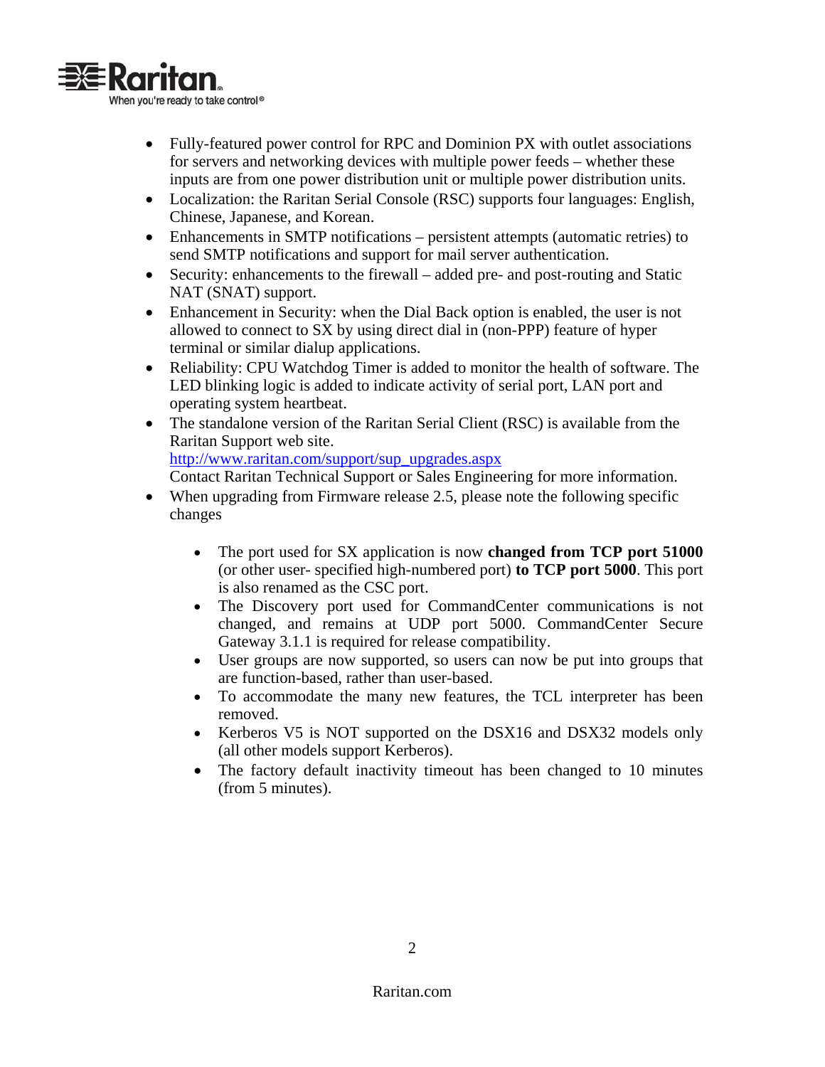- Fully-featured power control for RPC and Dominion PX with outlet associations for servers and networking devices with multiple power feeds – whether these inputs are from one power distribution unit or multiple power distribution units.
- Localization: the Raritan Serial Console (RSC) supports four languages: English, Chinese, Japanese, and Korean.
- Enhancements in SMTP notifications – persistent attempts (automatic retries) to send SMTP notifications and support for mail server authentication.
- Security: enhancements to the firewall – added pre- and post-routing and Static NAT (SNAT) support.
- Enhancement in Security: when the Dial Back option is enabled, the user is not allowed to connect to SX by using direct dial in (non-PPP) feature of hyper terminal or similar dialup applications.
- Reliability: CPU Watchdog Timer is added to monitor the health of software. The LED blinking logic is added to indicate activity of serial port, LAN port and operating system heartbeat.
- The standalone version of the Raritan Serial Client (RSC) is available from the Raritan Support web site.
  http://www.raritan.com/support/sup_upgrades.aspx
  Contact Raritan Technical Support or Sales Engineering for more information.
- When upgrading from Firmware release 2.5, please note the following specific changes

  - The port used for SX application is now **changed from TCP port 51000** (or other user- specified high-numbered port) **to TCP port 5000**. This port is also renamed as the CSC port.
  - The Discovery port used for CommandCenter communications is not changed, and remains at UDP port 5000. CommandCenter Secure Gateway 3.1.1 is required for release compatibility.
  - User groups are now supported, so users can now be put into groups that are function-based, rather than user-based.
  - To accommodate the many new features, the TCL interpreter has been removed.
  - Kerberos V5 is NOT supported on the DSX16 and DSX32 models only (all other models support Kerberos).
  - The factory default inactivity timeout has been changed to 10 minutes (from 5 minutes).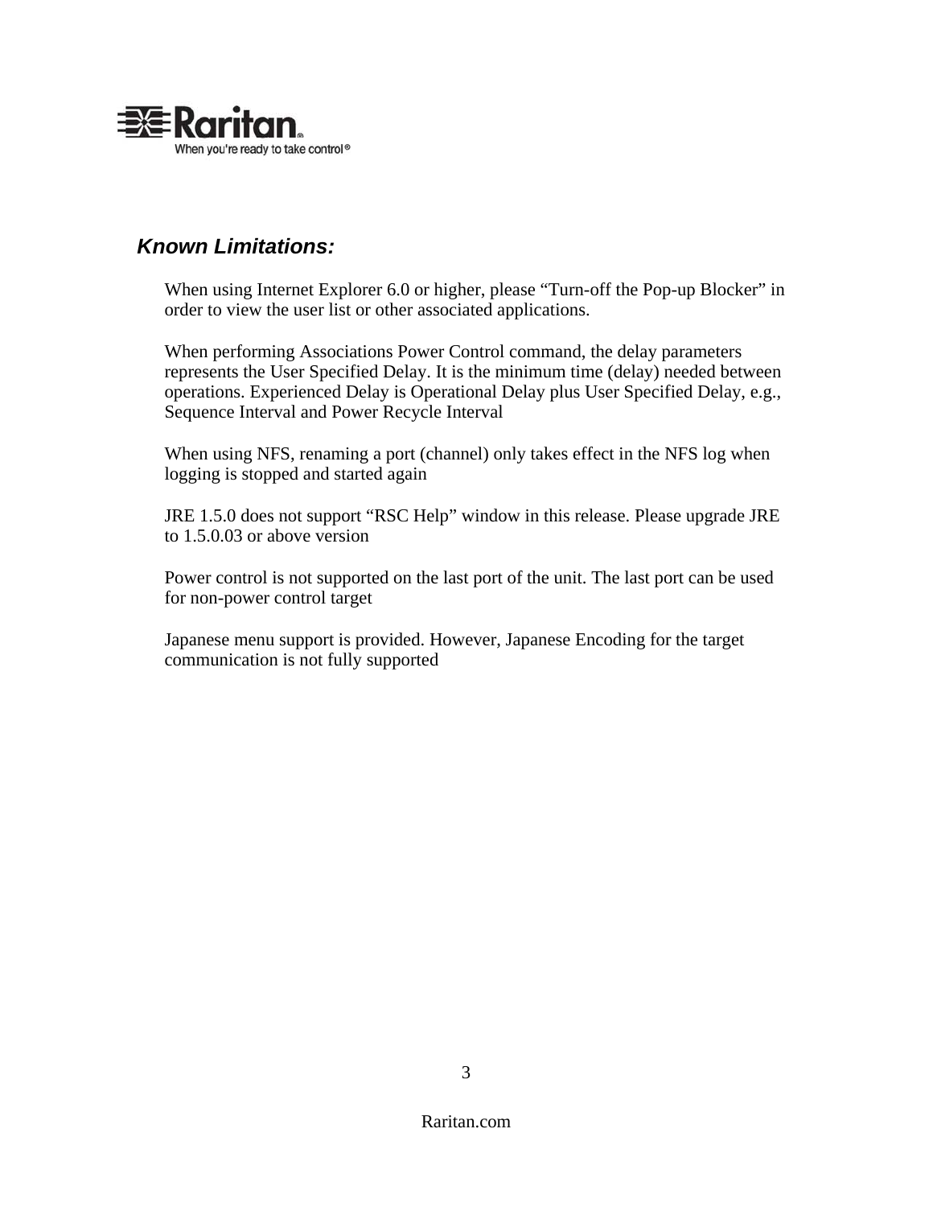## *Known Limitations:*

When using Internet Explorer 6.0 or higher, please “Turn-off the Pop-up Blocker” in order to view the user list or other associated applications.

When performing Associations Power Control command, the delay parameters represents the User Specified Delay. It is the minimum time (delay) needed between operations. Experienced Delay is Operational Delay plus User Specified Delay, e.g., Sequence Interval and Power Recycle Interval

When using NFS, renaming a port (channel) only takes effect in the NFS log when logging is stopped and started again

JRE 1.5.0 does not support “RSC Help” window in this release. Please upgrade JRE to 1.5.0.03 or above version

Power control is not supported on the last port of the unit. The last port can be used for non-power control target

Japanese menu support is provided. However, Japanese Encoding for the target communication is not fully supported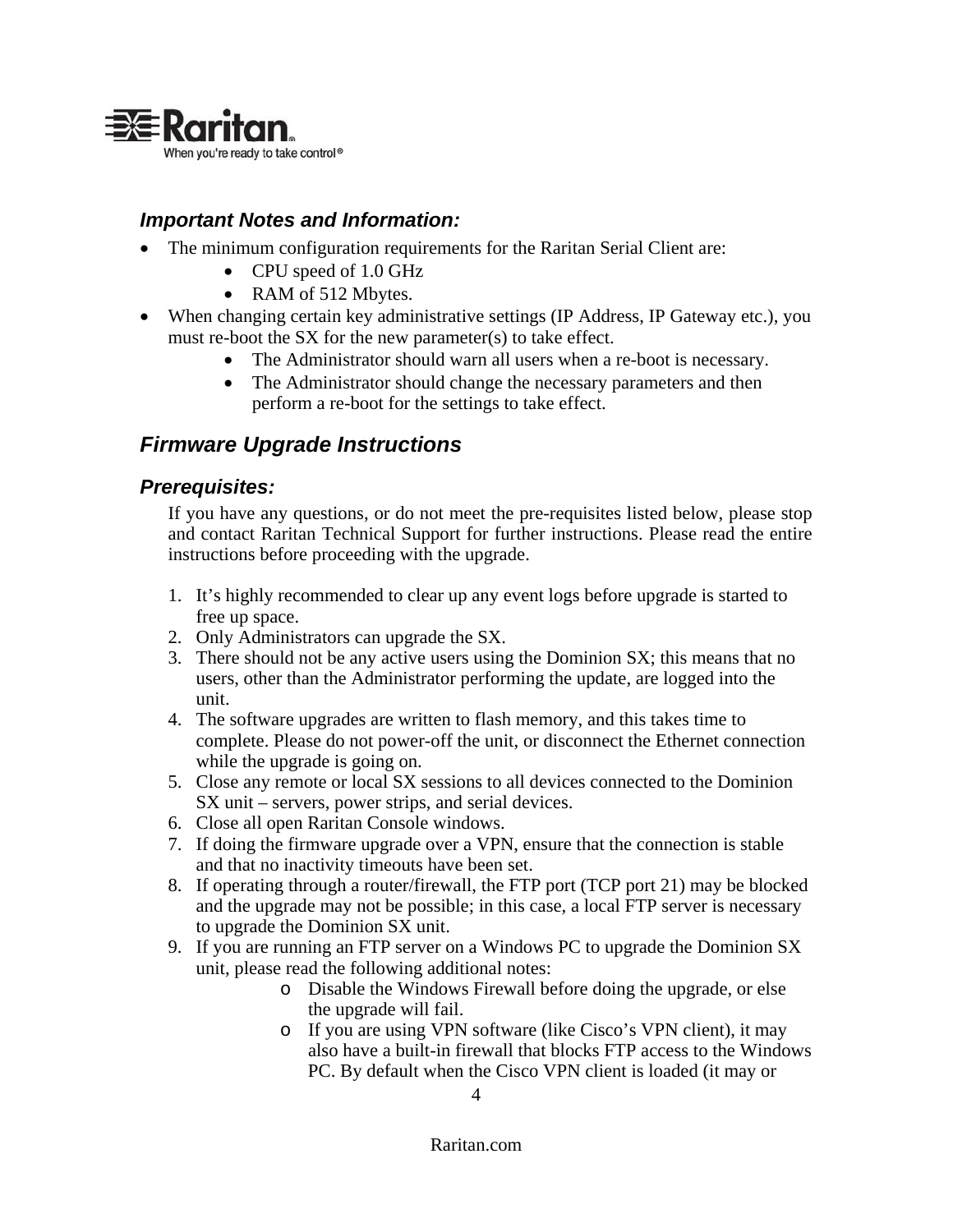### *Important Notes and Information:*

- The minimum configuration requirements for the Raritan Serial Client are:
  - CPU speed of 1.0 GHz
  - RAM of 512 Mbytes.
- When changing certain key administrative settings (IP Address, IP Gateway etc.), you must re-boot the SX for the new parameter(s) to take effect.
  - The Administrator should warn all users when a re-boot is necessary.
  - The Administrator should change the necessary parameters and then perform a re-boot for the settings to take effect.

## *Firmware Upgrade Instructions*

### *Prerequisites:*

If you have any questions, or do not meet the pre-requisites listed below, please stop and contact Raritan Technical Support for further instructions. Please read the entire instructions before proceeding with the upgrade.

1. It's highly recommended to clear up any event logs before upgrade is started to free up space.
2. Only Administrators can upgrade the SX.
3. There should not be any active users using the Dominion SX; this means that no users, other than the Administrator performing the update, are logged into the unit.
4. The software upgrades are written to flash memory, and this takes time to complete. Please do not power-off the unit, or disconnect the Ethernet connection while the upgrade is going on.
5. Close any remote or local SX sessions to all devices connected to the Dominion SX unit – servers, power strips, and serial devices.
6. Close all open Raritan Console windows.
7. If doing the firmware upgrade over a VPN, ensure that the connection is stable and that no inactivity timeouts have been set.
8. If operating through a router/firewall, the FTP port (TCP port 21) may be blocked and the upgrade may not be possible; in this case, a local FTP server is necessary to upgrade the Dominion SX unit.
9. If you are running an FTP server on a Windows PC to upgrade the Dominion SX unit, please read the following additional notes:
   - Disable the Windows Firewall before doing the upgrade, or else the upgrade will fail.
   - If you are using VPN software (like Cisco's VPN client), it may also have a built-in firewall that blocks FTP access to the Windows PC. By default when the Cisco VPN client is loaded (it may or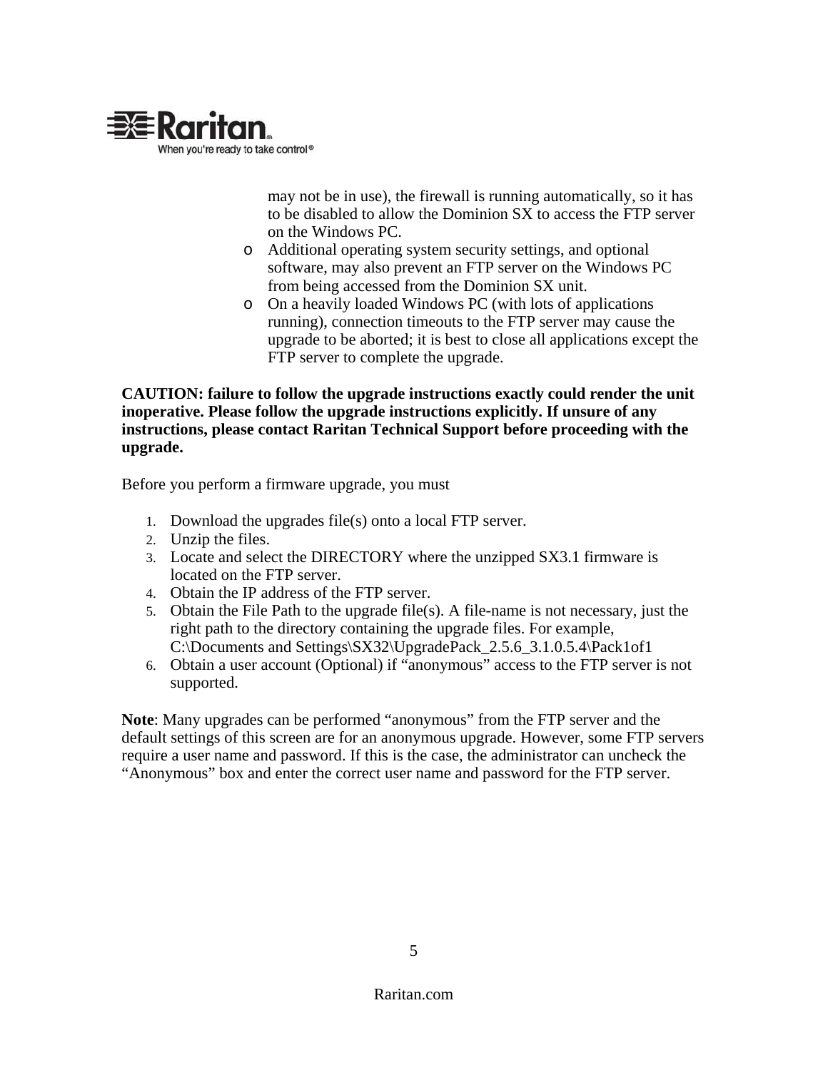may not be in use), the firewall is running automatically, so it has to be disabled to allow the Dominion SX to access the FTP server on the Windows PC.

- Additional operating system security settings, and optional software, may also prevent an FTP server on the Windows PC from being accessed from the Dominion SX unit.
- On a heavily loaded Windows PC (with lots of applications running), connection timeouts to the FTP server may cause the upgrade to be aborted; it is best to close all applications except the FTP server to complete the upgrade.

**CAUTION: failure to follow the upgrade instructions exactly could render the unit inoperative. Please follow the upgrade instructions explicitly. If unsure of any instructions, please contact Raritan Technical Support before proceeding with the upgrade.**

Before you perform a firmware upgrade, you must

1. Download the upgrades file(s) onto a local FTP server.
2. Unzip the files.
3. Locate and select the DIRECTORY where the unzipped SX3.1 firmware is located on the FTP server.
4. Obtain the IP address of the FTP server.
5. Obtain the File Path to the upgrade file(s). A file-name is not necessary, just the right path to the directory containing the upgrade files. For example, C:\Documents and Settings\SX32\UpgradePack_2.5.6_3.1.0.5.4\Pack1of1
6. Obtain a user account (Optional) if "anonymous" access to the FTP server is not supported.

**Note**: Many upgrades can be performed "anonymous" from the FTP server and the default settings of this screen are for an anonymous upgrade. However, some FTP servers require a user name and password. If this is the case, the administrator can uncheck the "Anonymous" box and enter the correct user name and password for the FTP server.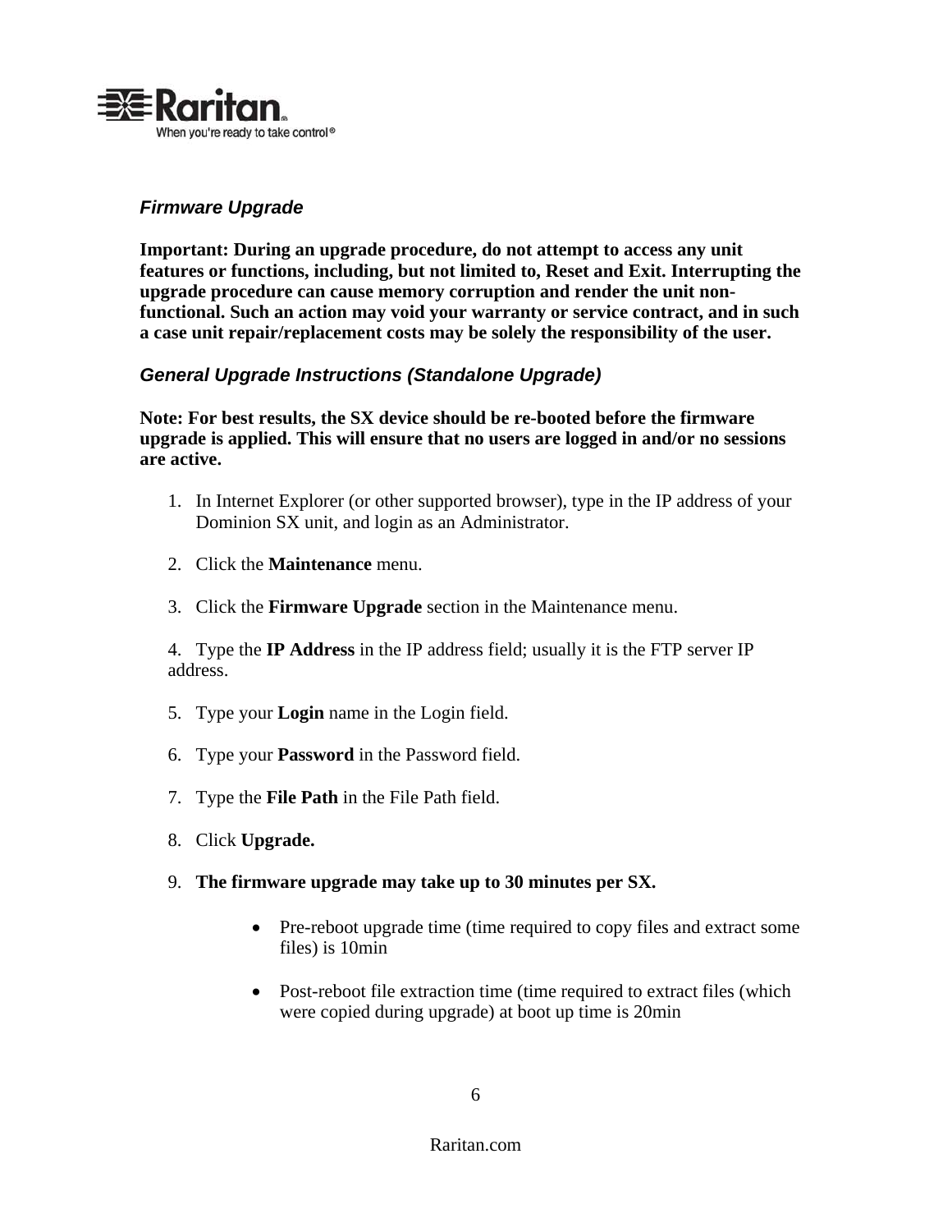### *Firmware Upgrade*

**Important: During an upgrade procedure, do not attempt to access any unit features or functions, including, but not limited to, Reset and Exit. Interrupting the upgrade procedure can cause memory corruption and render the unit non-functional. Such an action may void your warranty or service contract, and in such a case unit repair/replacement costs may be solely the responsibility of the user.**

### *General Upgrade Instructions (Standalone Upgrade)*

**Note: For best results, the SX device should be re-booted before the firmware upgrade is applied. This will ensure that no users are logged in and/or no sessions are active.**

1. In Internet Explorer (or other supported browser), type in the IP address of your Dominion SX unit, and login as an Administrator.
2. Click the **Maintenance** menu.
3. Click the **Firmware Upgrade** section in the Maintenance menu.
4. Type the **IP Address** in the IP address field; usually it is the FTP server IP address.
5. Type your **Login** name in the Login field.
6. Type your **Password** in the Password field.
7. Type the **File Path** in the File Path field.
8. Click **Upgrade.**
9. **The firmware upgrade may take up to 30 minutes per SX.**
   - Pre-reboot upgrade time (time required to copy files and extract some files) is 10min
   - Post-reboot file extraction time (time required to extract files (which were copied during upgrade) at boot up time is 20min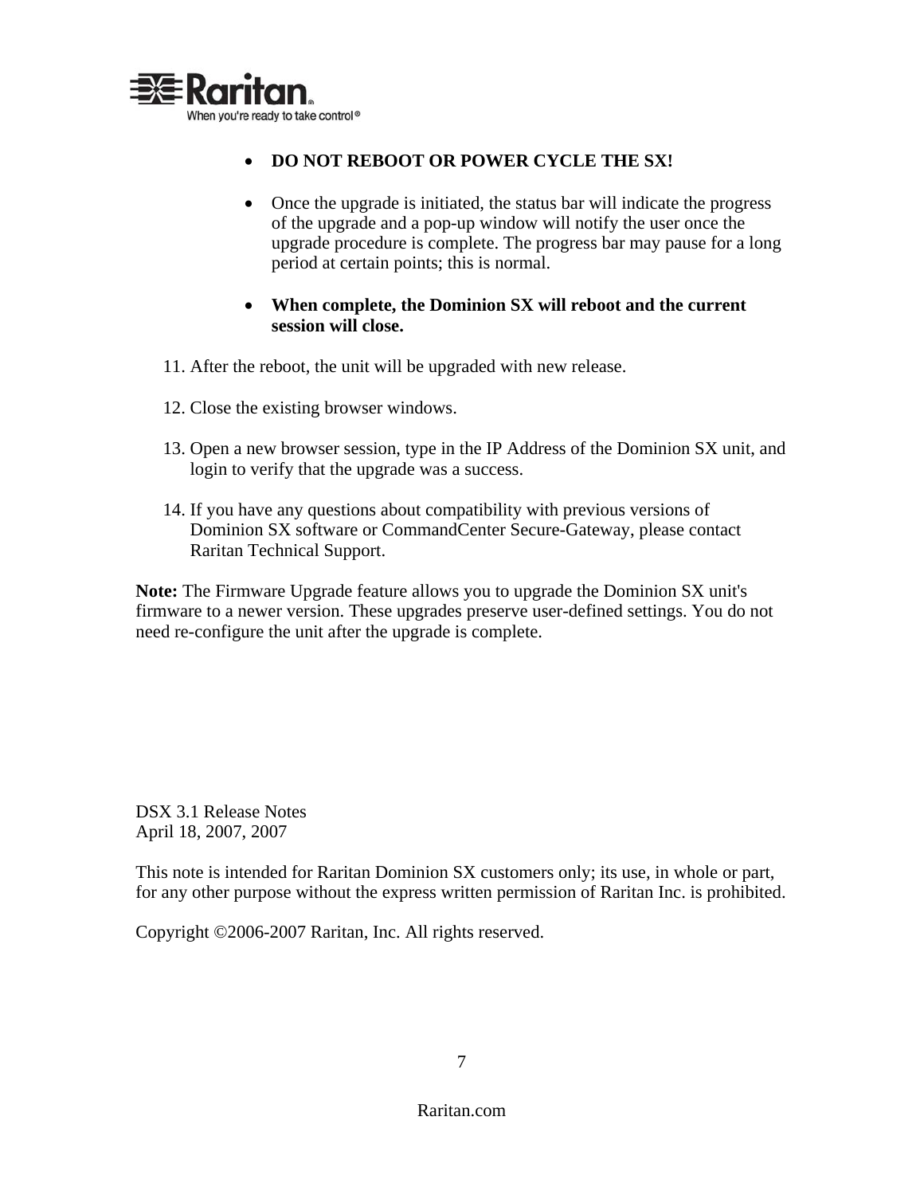- **DO NOT REBOOT OR POWER CYCLE THE SX!**

- Once the upgrade is initiated, the status bar will indicate the progress of the upgrade and a pop-up window will notify the user once the upgrade procedure is complete. The progress bar may pause for a long period at certain points; this is normal.

- **When complete, the Dominion SX will reboot and the current session will close.**

11. After the reboot, the unit will be upgraded with new release.

12. Close the existing browser windows.

13. Open a new browser session, type in the IP Address of the Dominion SX unit, and login to verify that the upgrade was a success.

14. If you have any questions about compatibility with previous versions of Dominion SX software or CommandCenter Secure-Gateway, please contact Raritan Technical Support.

**Note:** The Firmware Upgrade feature allows you to upgrade the Dominion SX unit's firmware to a newer version. These upgrades preserve user-defined settings. You do not need re-configure the unit after the upgrade is complete.

DSX 3.1 Release Notes
April 18, 2007, 2007

This note is intended for Raritan Dominion SX customers only; its use, in whole or part, for any other purpose without the express written permission of Raritan Inc. is prohibited.

Copyright ©2006-2007 Raritan, Inc. All rights reserved.